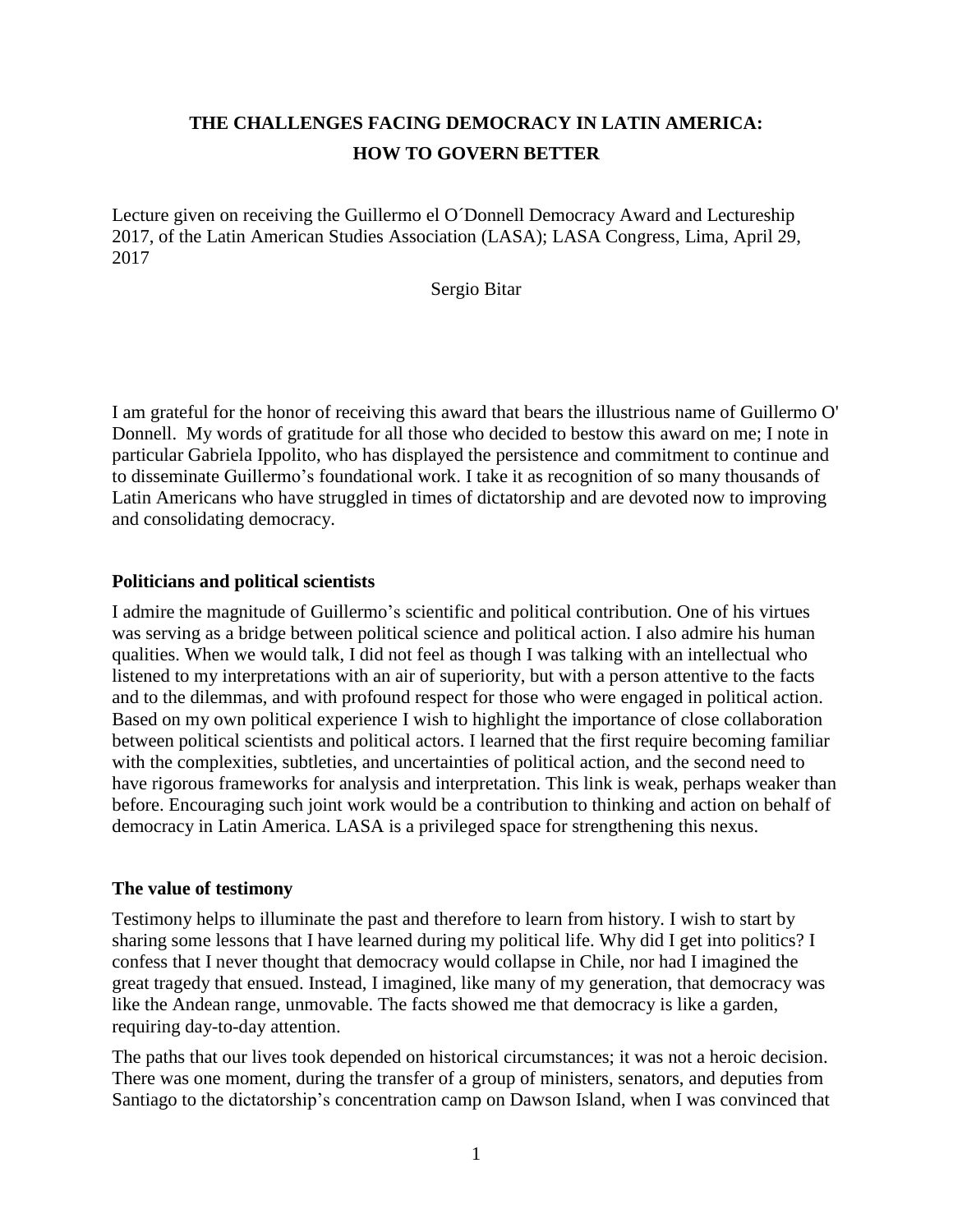# THE CHALLENGES FACING DEMOCRACY IN LATIN AMERICA: HOW TO GOVERN BETTER

Lecture given on receiving the Guillermo el O´Donnell Democracy Award and Lectureship 2017, of the Latin American Studies Association (LASA); LASA Congress, Lima, April 29, 2017

Sergio Bitar

I am grateful for the honor of receiving this award that bears the illustrious name of Guillermo O' Donnell. My words of gratitude for all those who decided to bestow this award on me; I note in particular Gabriela Ippolito, who has displayed the persistence and commitment to continue and to disseminate Guillermo's foundational work. I take it as recognition of so many thousands of Latin Americans who have struggled in times of dictatorship and are devoted now to improving and consolidating democracy.

## Politicians and political scientists

I admire the magnitude of Guillermo's scientific and political contribution. One of his virtues was serving as a bridge between political science and political action. I also admire his human qualities. When we would talk, I did not feel as though I was talking with an intellectual who listened to my interpretations with an air of superiority, but with a person attentive to the facts and to the dilemmas, and with profound respect for those who were engaged in political action. Based on my own political experience I wish to highlight the importance of close collaboration between political scientists and political actors. I learned that the first require becoming familiar with the complexities, subtleties, and uncertainties of political action, and the second need to have rigorous frameworks for analysis and interpretation. This link is weak, perhaps weaker than before. Encouraging such joint work would be a contribution to thinking and action on behalf of democracy in Latin America. LASA is a privileged space for strengthening this nexus.

## The value of testimony

Testimony helps to illuminate the past and therefore to learn from history. I wish to start by sharing some lessons that I have learned during my political life. Why did I get into politics? I confess that I never thought that democracy would collapse in Chile, nor had I imagined the great tragedy that ensued. Instead, I imagined, like many of my generation, that democracy was like the Andean range, unmovable. The facts showed me that democracy is like a garden, requiring day-to-day attention.

The paths that our lives took depended on historical circumstances; it was not a heroic decision. There was one moment, during the transfer of a group of ministers, senators, and deputies from Santiago to the dictatorship's concentration camp on Dawson Island, when I was convinced that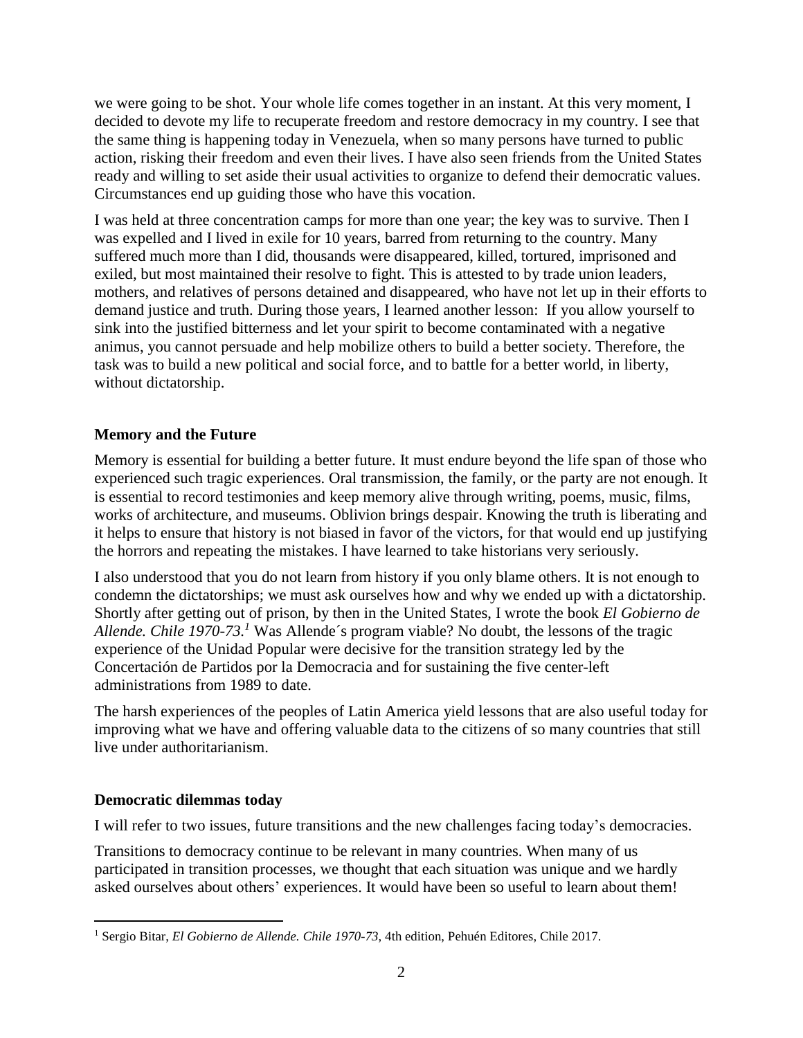we were going to be shot. Your whole life comes together in an instant. At this very moment, I decided to devote my life to recuperate freedom and restore democracy in my country. I see that the same thing is happening today in Venezuela, when so many persons have turned to public action, risking their freedom and even their lives. I have also seen friends from the United States ready and willing to set aside their usual activities to organize to defend their democratic values. Circumstances end up guiding those who have this vocation.

I was held at three concentration camps for more than one year; the key was to survive. Then I was expelled and I lived in exile for 10 years, barred from returning to the country. Many suffered much more than I did, thousands were disappeared, killed, tortured, imprisoned and exiled, but most maintained their resolve to fight. This is attested to by trade union leaders, mothers, and relatives of persons detained and disappeared, who have not let up in their efforts to demand justice and truth. During those years, I learned another lesson: If you allow yourself to sink into the justified bitterness and let your spirit to become contaminated with a negative animus, you cannot persuade and help mobilize others to build a better society. Therefore, the task was to build a new political and social force, and to battle for a better world, in liberty, without dictatorship.

## Memory and the Future

Memory is essential for building a better future. It must endure beyond the life span of those who experienced such tragic experiences. Oral transmission, the family, or the party are not enough. It is essential to record testimonies and keep memory alive through writing, poems, music, films, works of architecture, and museums. Oblivion brings despair. Knowing the truth is liberating and it helps to ensure that history is not biased in favor of the victors, for that would end up justifying the horrors and repeating the mistakes. I have learned to take historians very seriously.

I also understood that you do not learn from history if you only blame others. It is not enough to condemn the dictatorships; we must ask ourselves how and why we ended up with a dictatorship. Shortly after getting out of prison, by then in the United States, I wrote the book *El Gobierno de Allende. Chile 1970-73.*[1] Was Allende´s program viable? No doubt, the lessons of the tragic experience of the Unidad Popular were decisive for the transition strategy led by the Concertación de Partidos por la Democracia and for sustaining the five center-left administrations from 1989 to date.

The harsh experiences of the peoples of Latin America yield lessons that are also useful today for improving what we have and offering valuable data to the citizens of so many countries that still live under authoritarianism.

## Democratic dilemmas today

I will refer to two issues, future transitions and the new challenges facing today's democracies.

Transitions to democracy continue to be relevant in many countries. When many of us participated in transition processes, we thought that each situation was unique and we hardly asked ourselves about others' experiences. It would have been so useful to learn about them!

---

[1] Sergio Bitar, *El Gobierno de Allende. Chile 1970-73*, 4th edition, Pehuén Editores, Chile 2017.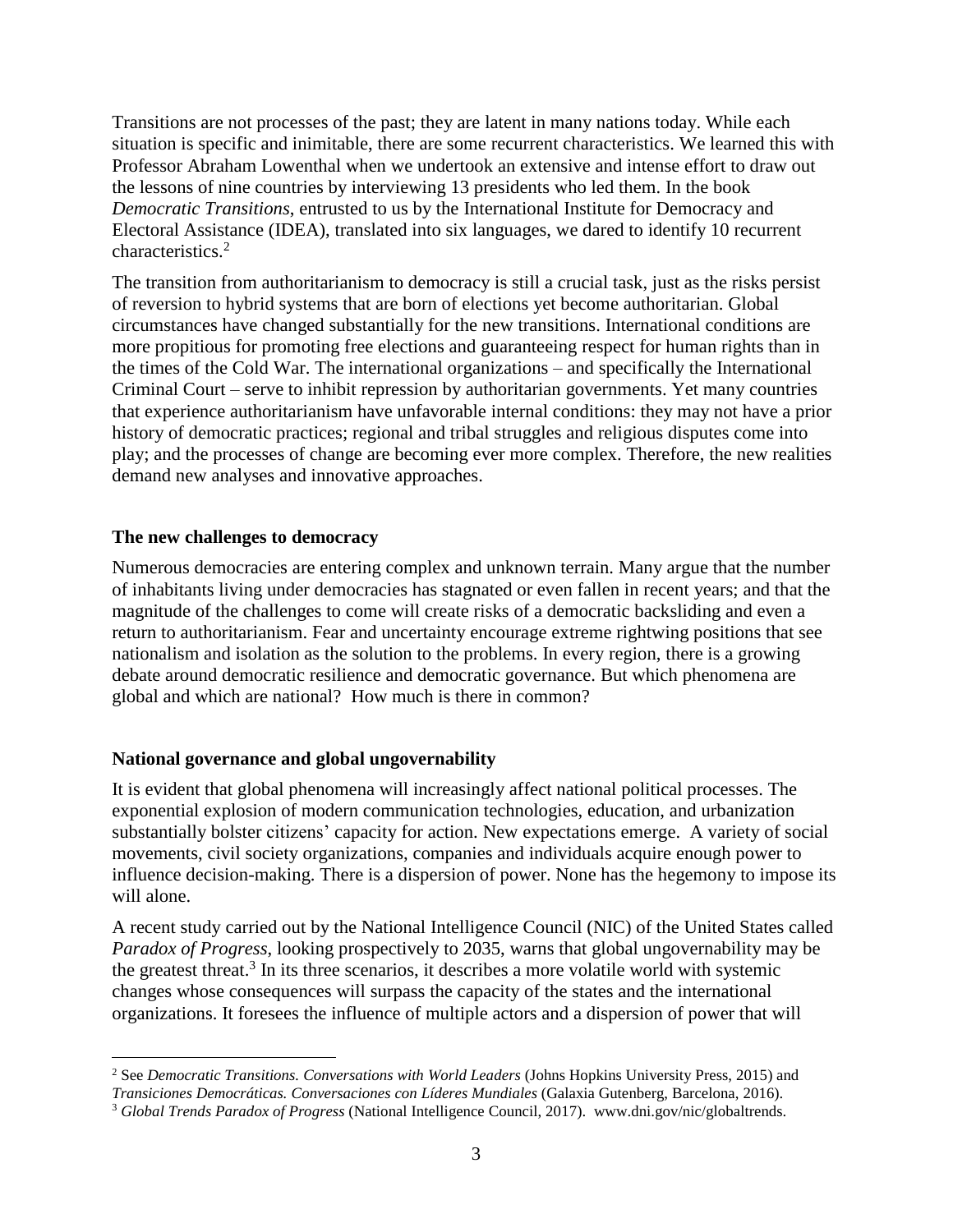Transitions are not processes of the past; they are latent in many nations today. While each situation is specific and inimitable, there are some recurrent characteristics. We learned this with Professor Abraham Lowenthal when we undertook an extensive and intense effort to draw out the lessons of nine countries by interviewing 13 presidents who led them. In the book *Democratic Transitions*, entrusted to us by the International Institute for Democracy and Electoral Assistance (IDEA), translated into six languages, we dared to identify 10 recurrent characteristics.[2]

The transition from authoritarianism to democracy is still a crucial task, just as the risks persist of reversion to hybrid systems that are born of elections yet become authoritarian. Global circumstances have changed substantially for the new transitions. International conditions are more propitious for promoting free elections and guaranteeing respect for human rights than in the times of the Cold War. The international organizations – and specifically the International Criminal Court – serve to inhibit repression by authoritarian governments. Yet many countries that experience authoritarianism have unfavorable internal conditions: they may not have a prior history of democratic practices; regional and tribal struggles and religious disputes come into play; and the processes of change are becoming ever more complex. Therefore, the new realities demand new analyses and innovative approaches.

**The new challenges to democracy**

Numerous democracies are entering complex and unknown terrain. Many argue that the number of inhabitants living under democracies has stagnated or even fallen in recent years; and that the magnitude of the challenges to come will create risks of a democratic backsliding and even a return to authoritarianism. Fear and uncertainty encourage extreme rightwing positions that see nationalism and isolation as the solution to the problems. In every region, there is a growing debate around democratic resilience and democratic governance. But which phenomena are global and which are national? How much is there in common?

**National governance and global ungovernability**

It is evident that global phenomena will increasingly affect national political processes. The exponential explosion of modern communication technologies, education, and urbanization substantially bolster citizens' capacity for action. New expectations emerge. A variety of social movements, civil society organizations, companies and individuals acquire enough power to influence decision-making. There is a dispersion of power. None has the hegemony to impose its will alone.

A recent study carried out by the National Intelligence Council (NIC) of the United States called *Paradox of Progress*, looking prospectively to 2035, warns that global ungovernability may be the greatest threat.[3] In its three scenarios, it describes a more volatile world with systemic changes whose consequences will surpass the capacity of the states and the international organizations. It foresees the influence of multiple actors and a dispersion of power that will

---

[2] See *Democratic Transitions. Conversations with World Leaders* (Johns Hopkins University Press, 2015) and *Transiciones Democráticas. Conversaciones con Líderes Mundiales* (Galaxia Gutenberg, Barcelona, 2016).

[3] *Global Trends Paradox of Progress* (National Intelligence Council, 2017). www.dni.gov/nic/globaltrends.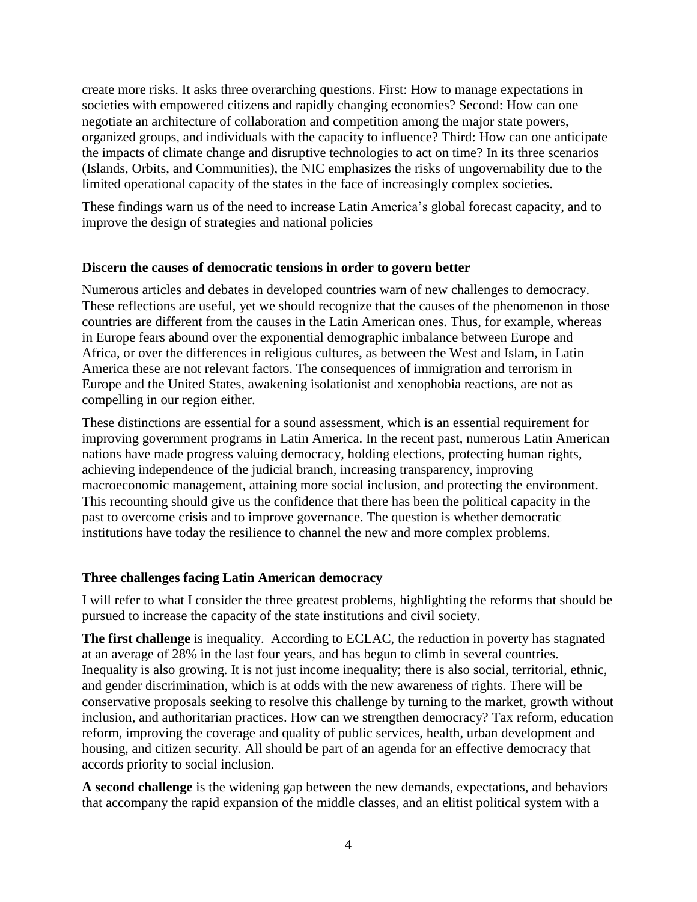create more risks. It asks three overarching questions. First: How to manage expectations in societies with empowered citizens and rapidly changing economies? Second: How can one negotiate an architecture of collaboration and competition among the major state powers, organized groups, and individuals with the capacity to influence? Third: How can one anticipate the impacts of climate change and disruptive technologies to act on time? In its three scenarios (Islands, Orbits, and Communities), the NIC emphasizes the risks of ungovernability due to the limited operational capacity of the states in the face of increasingly complex societies.

These findings warn us of the need to increase Latin America's global forecast capacity, and to improve the design of strategies and national policies

### Discern the causes of democratic tensions in order to govern better

Numerous articles and debates in developed countries warn of new challenges to democracy. These reflections are useful, yet we should recognize that the causes of the phenomenon in those countries are different from the causes in the Latin American ones. Thus, for example, whereas in Europe fears abound over the exponential demographic imbalance between Europe and Africa, or over the differences in religious cultures, as between the West and Islam, in Latin America these are not relevant factors. The consequences of immigration and terrorism in Europe and the United States, awakening isolationist and xenophobia reactions, are not as compelling in our region either.

These distinctions are essential for a sound assessment, which is an essential requirement for improving government programs in Latin America. In the recent past, numerous Latin American nations have made progress valuing democracy, holding elections, protecting human rights, achieving independence of the judicial branch, increasing transparency, improving macroeconomic management, attaining more social inclusion, and protecting the environment. This recounting should give us the confidence that there has been the political capacity in the past to overcome crisis and to improve governance. The question is whether democratic institutions have today the resilience to channel the new and more complex problems.

### Three challenges facing Latin American democracy

I will refer to what I consider the three greatest problems, highlighting the reforms that should be pursued to increase the capacity of the state institutions and civil society.

**The first challenge** is inequality. According to ECLAC, the reduction in poverty has stagnated at an average of 28% in the last four years, and has begun to climb in several countries. Inequality is also growing. It is not just income inequality; there is also social, territorial, ethnic, and gender discrimination, which is at odds with the new awareness of rights. There will be conservative proposals seeking to resolve this challenge by turning to the market, growth without inclusion, and authoritarian practices. How can we strengthen democracy? Tax reform, education reform, improving the coverage and quality of public services, health, urban development and housing, and citizen security. All should be part of an agenda for an effective democracy that accords priority to social inclusion.

**A second challenge** is the widening gap between the new demands, expectations, and behaviors that accompany the rapid expansion of the middle classes, and an elitist political system with a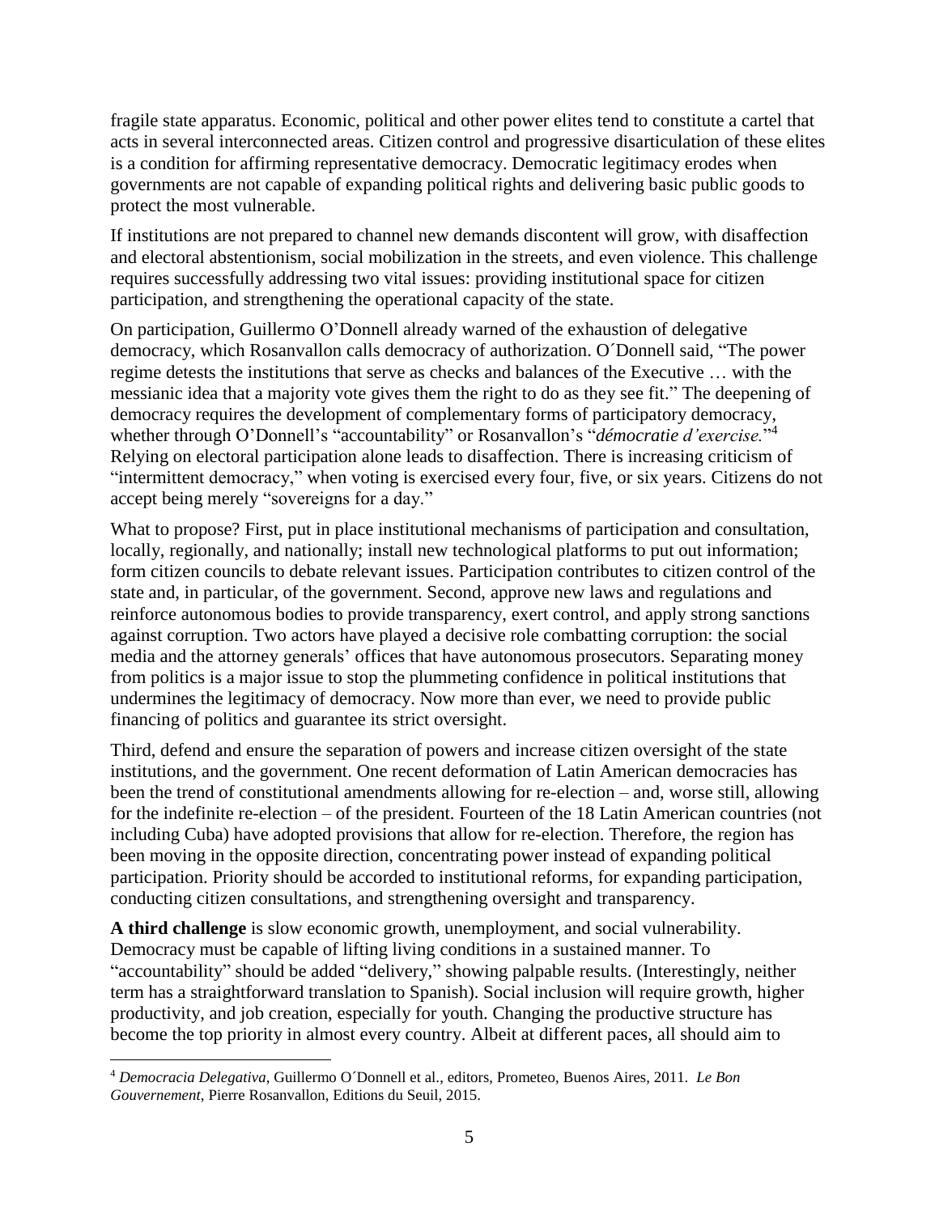fragile state apparatus. Economic, political and other power elites tend to constitute a cartel that acts in several interconnected areas. Citizen control and progressive disarticulation of these elites is a condition for affirming representative democracy. Democratic legitimacy erodes when governments are not capable of expanding political rights and delivering basic public goods to protect the most vulnerable.

If institutions are not prepared to channel new demands discontent will grow, with disaffection and electoral abstentionism, social mobilization in the streets, and even violence. This challenge requires successfully addressing two vital issues: providing institutional space for citizen participation, and strengthening the operational capacity of the state.

On participation, Guillermo O'Donnell already warned of the exhaustion of delegative democracy, which Rosanvallon calls democracy of authorization. O´Donnell said, "The power regime detests the institutions that serve as checks and balances of the Executive … with the messianic idea that a majority vote gives them the right to do as they see fit." The deepening of democracy requires the development of complementary forms of participatory democracy, whether through O'Donnell's "accountability" or Rosanvallon's "*démocratie d'exercise.*"[4] Relying on electoral participation alone leads to disaffection. There is increasing criticism of "intermittent democracy," when voting is exercised every four, five, or six years. Citizens do not accept being merely "sovereigns for a day."

What to propose? First, put in place institutional mechanisms of participation and consultation, locally, regionally, and nationally; install new technological platforms to put out information; form citizen councils to debate relevant issues. Participation contributes to citizen control of the state and, in particular, of the government. Second, approve new laws and regulations and reinforce autonomous bodies to provide transparency, exert control, and apply strong sanctions against corruption. Two actors have played a decisive role combatting corruption: the social media and the attorney generals' offices that have autonomous prosecutors. Separating money from politics is a major issue to stop the plummeting confidence in political institutions that undermines the legitimacy of democracy. Now more than ever, we need to provide public financing of politics and guarantee its strict oversight.

Third, defend and ensure the separation of powers and increase citizen oversight of the state institutions, and the government. One recent deformation of Latin American democracies has been the trend of constitutional amendments allowing for re-election – and, worse still, allowing for the indefinite re-election – of the president. Fourteen of the 18 Latin American countries (not including Cuba) have adopted provisions that allow for re-election. Therefore, the region has been moving in the opposite direction, concentrating power instead of expanding political participation. Priority should be accorded to institutional reforms, for expanding participation, conducting citizen consultations, and strengthening oversight and transparency.

**A third challenge** is slow economic growth, unemployment, and social vulnerability. Democracy must be capable of lifting living conditions in a sustained manner. To "accountability" should be added "delivery," showing palpable results. (Interestingly, neither term has a straightforward translation to Spanish). Social inclusion will require growth, higher productivity, and job creation, especially for youth. Changing the productive structure has become the top priority in almost every country. Albeit at different paces, all should aim to

---

[4] *Democracia Delegativa*, Guillermo O´Donnell et al., editors, Prometeo, Buenos Aires, 2011. *Le Bon Gouvernement*, Pierre Rosanvallon, Editions du Seuil, 2015.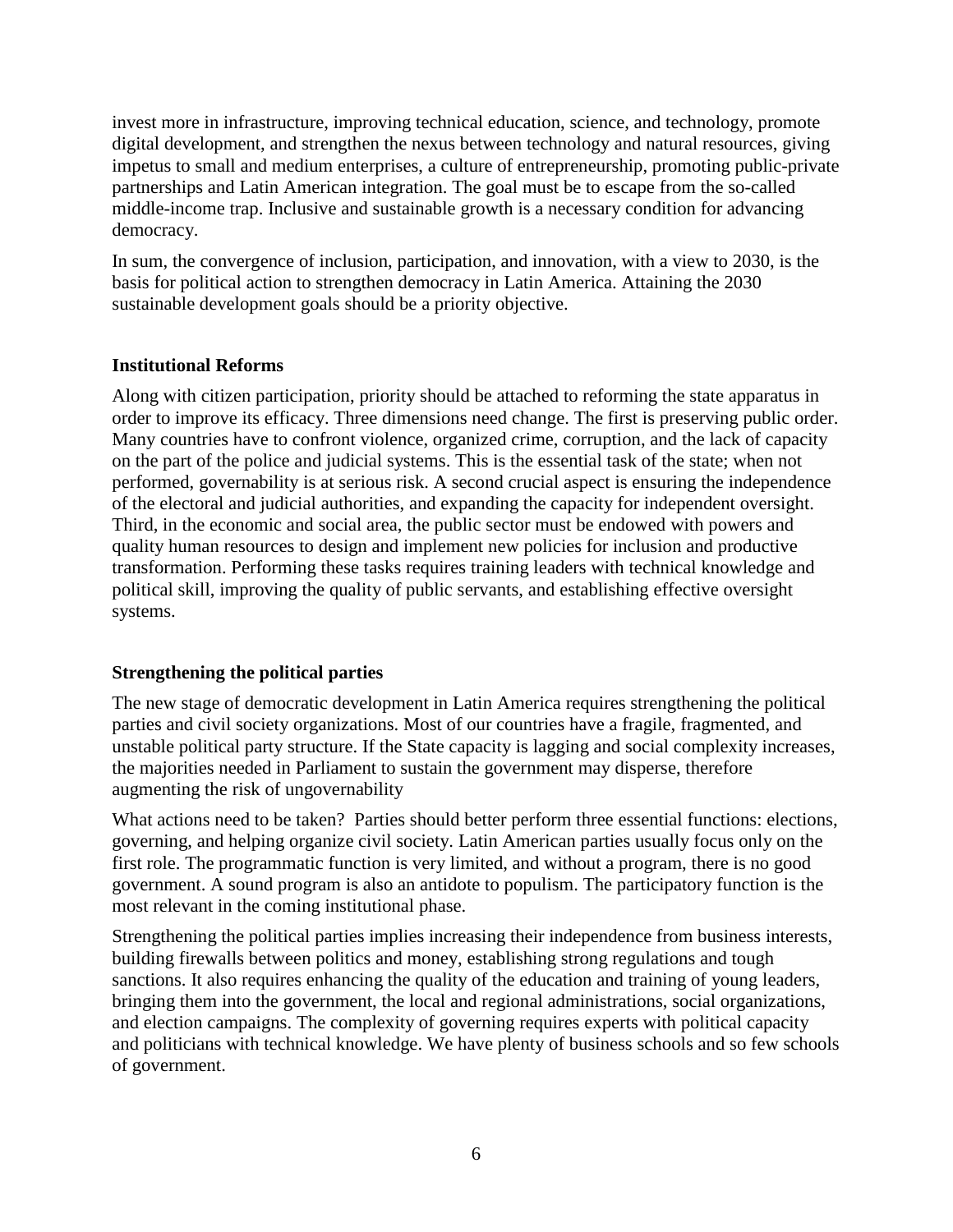invest more in infrastructure, improving technical education, science, and technology, promote digital development, and strengthen the nexus between technology and natural resources, giving impetus to small and medium enterprises, a culture of entrepreneurship, promoting public-private partnerships and Latin American integration. The goal must be to escape from the so-called middle-income trap. Inclusive and sustainable growth is a necessary condition for advancing democracy.

In sum, the convergence of inclusion, participation, and innovation, with a view to 2030, is the basis for political action to strengthen democracy in Latin America. Attaining the 2030 sustainable development goals should be a priority objective.

**Institutional Reforms**

Along with citizen participation, priority should be attached to reforming the state apparatus in order to improve its efficacy. Three dimensions need change. The first is preserving public order. Many countries have to confront violence, organized crime, corruption, and the lack of capacity on the part of the police and judicial systems. This is the essential task of the state; when not performed, governability is at serious risk. A second crucial aspect is ensuring the independence of the electoral and judicial authorities, and expanding the capacity for independent oversight. Third, in the economic and social area, the public sector must be endowed with powers and quality human resources to design and implement new policies for inclusion and productive transformation. Performing these tasks requires training leaders with technical knowledge and political skill, improving the quality of public servants, and establishing effective oversight systems.

**Strengthening the political parties**

The new stage of democratic development in Latin America requires strengthening the political parties and civil society organizations. Most of our countries have a fragile, fragmented, and unstable political party structure. If the State capacity is lagging and social complexity increases, the majorities needed in Parliament to sustain the government may disperse, therefore augmenting the risk of ungovernability

What actions need to be taken? Parties should better perform three essential functions: elections, governing, and helping organize civil society. Latin American parties usually focus only on the first role. The programmatic function is very limited, and without a program, there is no good government. A sound program is also an antidote to populism. The participatory function is the most relevant in the coming institutional phase.

Strengthening the political parties implies increasing their independence from business interests, building firewalls between politics and money, establishing strong regulations and tough sanctions. It also requires enhancing the quality of the education and training of young leaders, bringing them into the government, the local and regional administrations, social organizations, and election campaigns. The complexity of governing requires experts with political capacity and politicians with technical knowledge. We have plenty of business schools and so few schools of government.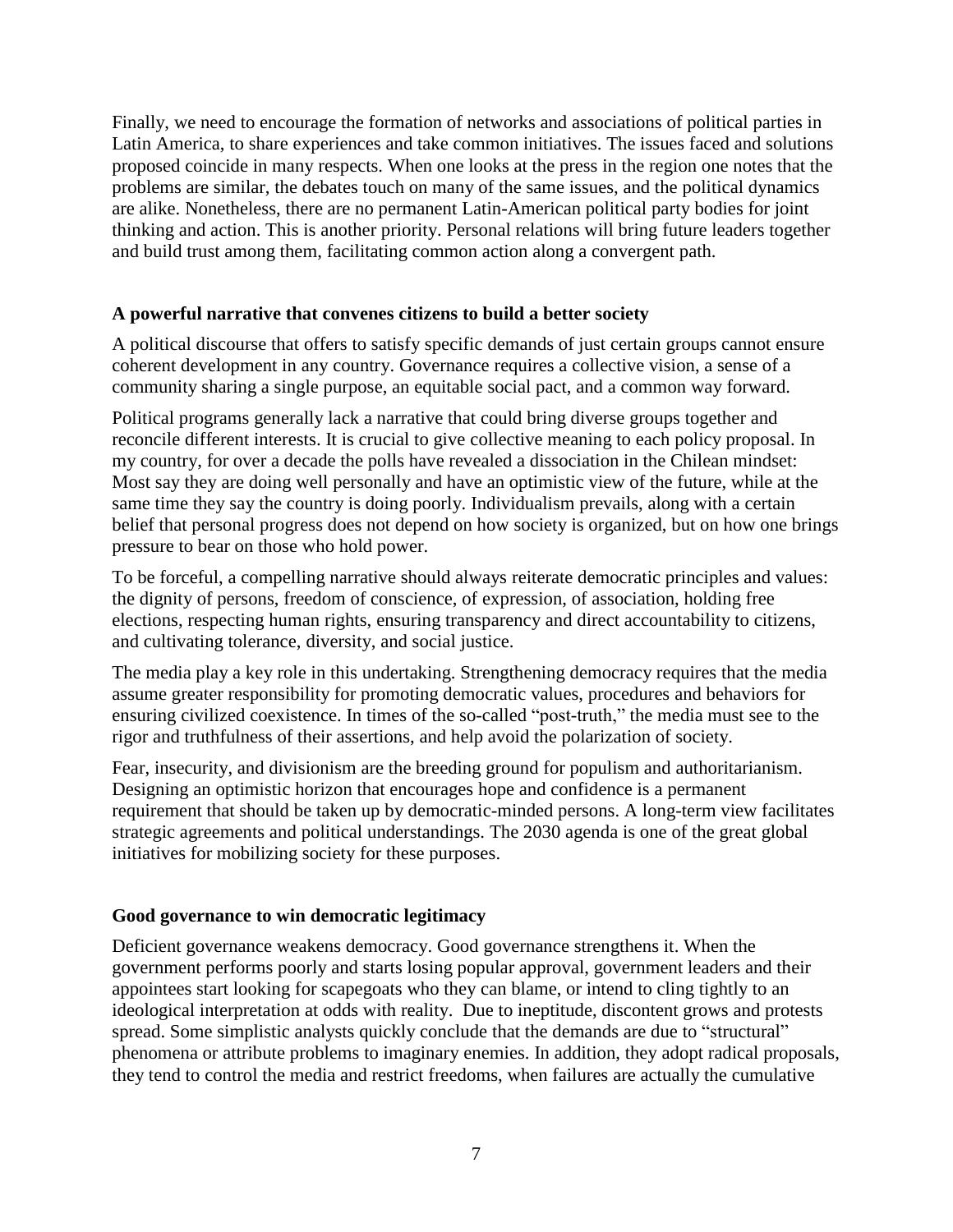Finally, we need to encourage the formation of networks and associations of political parties in Latin America, to share experiences and take common initiatives. The issues faced and solutions proposed coincide in many respects. When one looks at the press in the region one notes that the problems are similar, the debates touch on many of the same issues, and the political dynamics are alike. Nonetheless, there are no permanent Latin-American political party bodies for joint thinking and action. This is another priority. Personal relations will bring future leaders together and build trust among them, facilitating common action along a convergent path.

### A powerful narrative that convenes citizens to build a better society

A political discourse that offers to satisfy specific demands of just certain groups cannot ensure coherent development in any country. Governance requires a collective vision, a sense of a community sharing a single purpose, an equitable social pact, and a common way forward.

Political programs generally lack a narrative that could bring diverse groups together and reconcile different interests. It is crucial to give collective meaning to each policy proposal. In my country, for over a decade the polls have revealed a dissociation in the Chilean mindset: Most say they are doing well personally and have an optimistic view of the future, while at the same time they say the country is doing poorly. Individualism prevails, along with a certain belief that personal progress does not depend on how society is organized, but on how one brings pressure to bear on those who hold power.

To be forceful, a compelling narrative should always reiterate democratic principles and values: the dignity of persons, freedom of conscience, of expression, of association, holding free elections, respecting human rights, ensuring transparency and direct accountability to citizens, and cultivating tolerance, diversity, and social justice.

The media play a key role in this undertaking. Strengthening democracy requires that the media assume greater responsibility for promoting democratic values, procedures and behaviors for ensuring civilized coexistence. In times of the so-called "post-truth," the media must see to the rigor and truthfulness of their assertions, and help avoid the polarization of society.

Fear, insecurity, and divisionism are the breeding ground for populism and authoritarianism. Designing an optimistic horizon that encourages hope and confidence is a permanent requirement that should be taken up by democratic-minded persons. A long-term view facilitates strategic agreements and political understandings. The 2030 agenda is one of the great global initiatives for mobilizing society for these purposes.

### Good governance to win democratic legitimacy

Deficient governance weakens democracy. Good governance strengthens it. When the government performs poorly and starts losing popular approval, government leaders and their appointees start looking for scapegoats who they can blame, or intend to cling tightly to an ideological interpretation at odds with reality. Due to ineptitude, discontent grows and protests spread. Some simplistic analysts quickly conclude that the demands are due to "structural" phenomena or attribute problems to imaginary enemies. In addition, they adopt radical proposals, they tend to control the media and restrict freedoms, when failures are actually the cumulative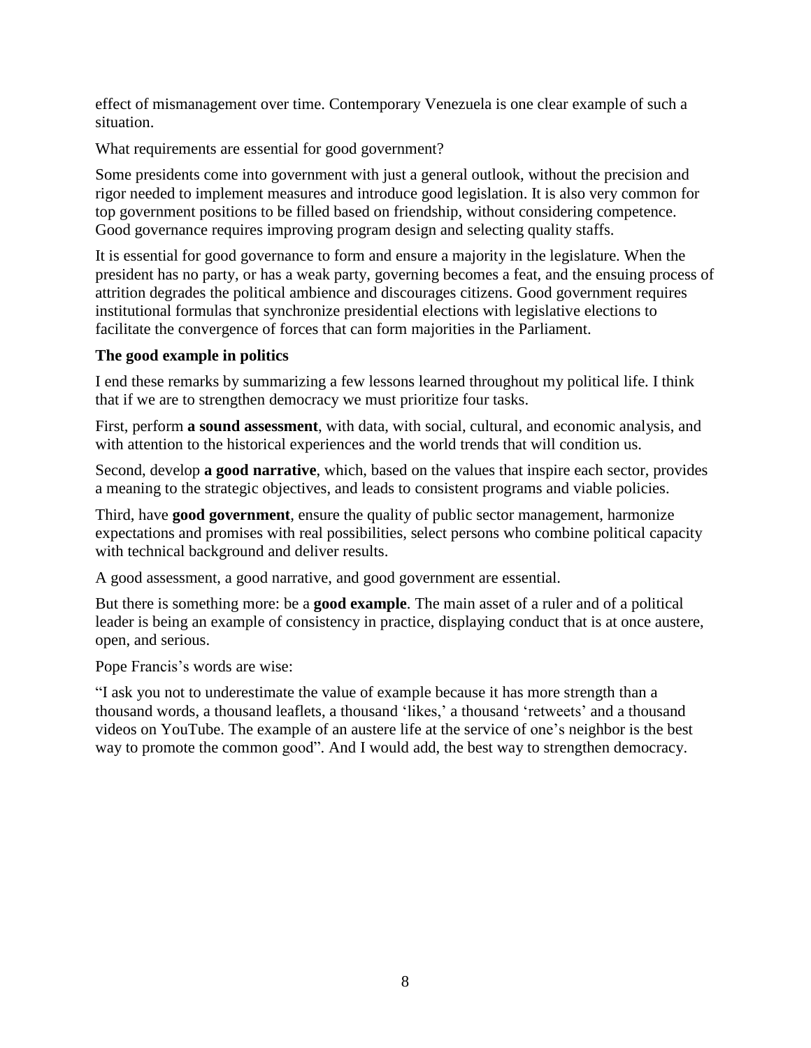effect of mismanagement over time. Contemporary Venezuela is one clear example of such a situation.

What requirements are essential for good government?

Some presidents come into government with just a general outlook, without the precision and rigor needed to implement measures and introduce good legislation. It is also very common for top government positions to be filled based on friendship, without considering competence. Good governance requires improving program design and selecting quality staffs.

It is essential for good governance to form and ensure a majority in the legislature. When the president has no party, or has a weak party, governing becomes a feat, and the ensuing process of attrition degrades the political ambience and discourages citizens. Good government requires institutional formulas that synchronize presidential elections with legislative elections to facilitate the convergence of forces that can form majorities in the Parliament.

**The good example in politics**

I end these remarks by summarizing a few lessons learned throughout my political life. I think that if we are to strengthen democracy we must prioritize four tasks.

First, perform **a sound assessment**, with data, with social, cultural, and economic analysis, and with attention to the historical experiences and the world trends that will condition us.

Second, develop **a good narrative**, which, based on the values that inspire each sector, provides a meaning to the strategic objectives, and leads to consistent programs and viable policies.

Third, have **good government**, ensure the quality of public sector management, harmonize expectations and promises with real possibilities, select persons who combine political capacity with technical background and deliver results.

A good assessment, a good narrative, and good government are essential.

But there is something more: be a **good example**. The main asset of a ruler and of a political leader is being an example of consistency in practice, displaying conduct that is at once austere, open, and serious.

Pope Francis's words are wise:

"I ask you not to underestimate the value of example because it has more strength than a thousand words, a thousand leaflets, a thousand 'likes,' a thousand 'retweets' and a thousand videos on YouTube. The example of an austere life at the service of one's neighbor is the best way to promote the common good". And I would add, the best way to strengthen democracy.